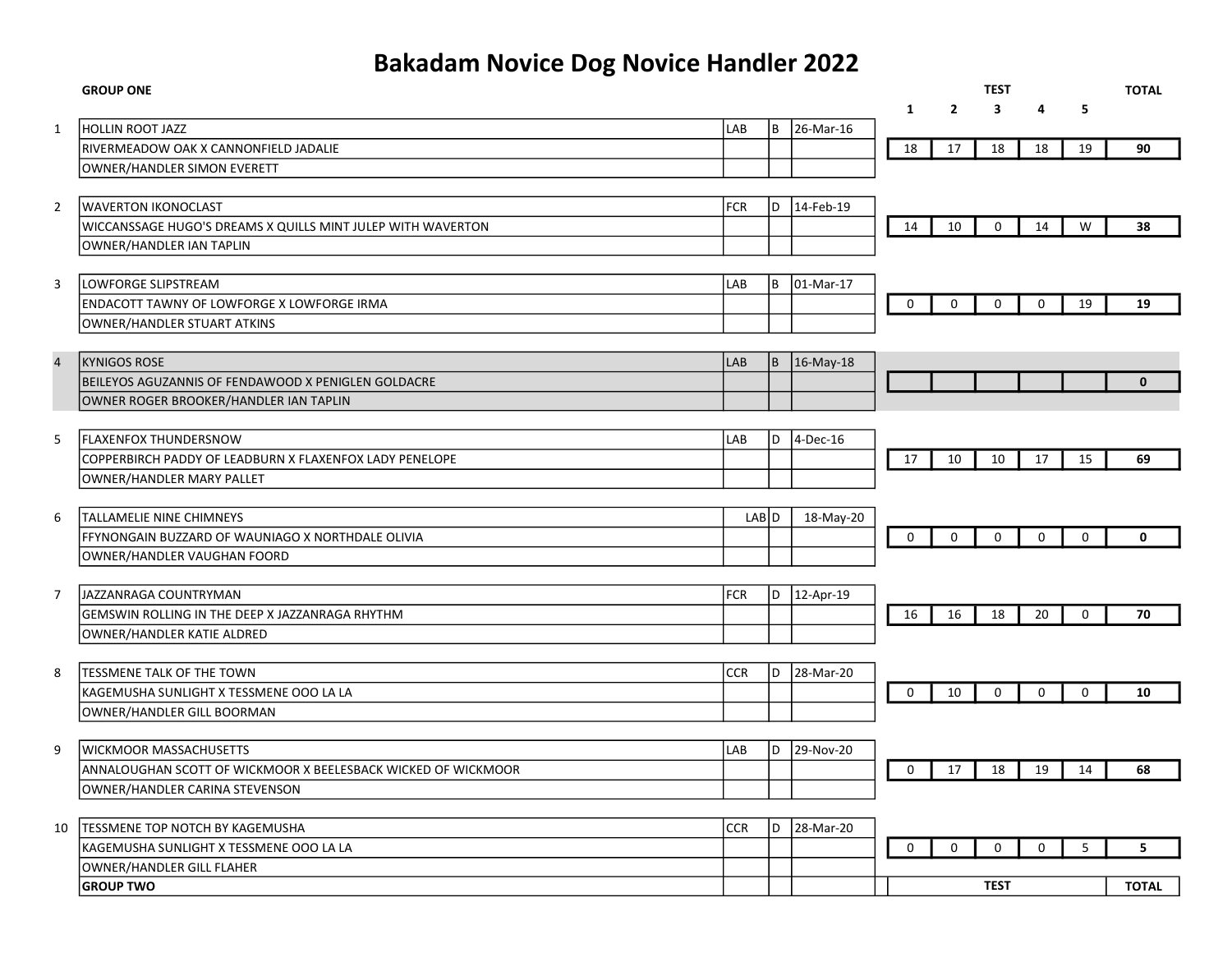# Bakadam Novice Dog Novice Handler 2022

## GROUP ONE

| No. | Dog / Breeding / Owner-Handler | Breed | Sex | DOB | Test 1 | Test 2 | Test 3 | Test 4 | Test 5 | TOTAL |
|---|---|---|---|---|---|---|---|---|---|---|
| 1 | HOLLIN ROOT JAZZ | LAB | B | 26-Mar-16 | | | | | | |
| | RIVERMEADOW OAK X CANNONFIELD JADALIE | | | | 18 | 17 | 18 | 18 | 19 | **90** |
| | OWNER/HANDLER SIMON EVERETT | | | | | | | | | |
| 2 | WAVERTON IKONOCLAST | FCR | D | 14-Feb-19 | | | | | | |
| | WICCANSSAGE HUGO'S DREAMS X QUILLS MINT JULEP WITH WAVERTON | | | | 14 | 10 | 0 | 14 | W | **38** |
| | OWNER/HANDLER IAN TAPLIN | | | | | | | | | |
| 3 | LOWFORGE SLIPSTREAM | LAB | B | 01-Mar-17 | | | | | | |
| | ENDACOTT TAWNY OF LOWFORGE X LOWFORGE IRMA | | | | 0 | 0 | 0 | 0 | 19 | **19** |
| | OWNER/HANDLER STUART ATKINS | | | | | | | | | |
| 4 | KYNIGOS ROSE | LAB | B | 16-May-18 | | | | | | |
| | BEILEYOS AGUZANNIS OF FENDAWOOD X PENIGLEN GOLDACRE | | | | | | | | | **0** |
| | OWNER ROGER BROOKER/HANDLER IAN TAPLIN | | | | | | | | | |
| 5 | FLAXENFOX THUNDERSNOW | LAB | D | 4-Dec-16 | | | | | | |
| | COPPERBIRCH PADDY OF LEADBURN X FLAXENFOX LADY PENELOPE | | | | 17 | 10 | 10 | 17 | 15 | **69** |
| | OWNER/HANDLER MARY PALLET | | | | | | | | | |
| 6 | TALLAMELIE NINE CHIMNEYS | LAB | D | 18-May-20 | | | | | | |
| | FFYNONGAIN BUZZARD OF WAUNIAGO X NORTHDALE OLIVIA | | | | 0 | 0 | 0 | 0 | 0 | **0** |
| | OWNER/HANDLER VAUGHAN FOORD | | | | | | | | | |
| 7 | JAZZANRAGA COUNTRYMAN | FCR | D | 12-Apr-19 | | | | | | |
| | GEMSWIN ROLLING IN THE DEEP X JAZZANRAGA RHYTHM | | | | 16 | 16 | 18 | 20 | 0 | **70** |
| | OWNER/HANDLER KATIE ALDRED | | | | | | | | | |
| 8 | TESSMENE TALK OF THE TOWN | CCR | D | 28-Mar-20 | | | | | | |
| | KAGEMUSHA SUNLIGHT X TESSMENE OOO LA LA | | | | 0 | 10 | 0 | 0 | 0 | **10** |
| | OWNER/HANDLER GILL BOORMAN | | | | | | | | | |
| 9 | WICKMOOR MASSACHUSETTS | LAB | D | 29-Nov-20 | | | | | | |
| | ANNALOUGHAN SCOTT OF WICKMOOR X BEELESBACK WICKED OF WICKMOOR | | | | 0 | 17 | 18 | 19 | 14 | **68** |
| | OWNER/HANDLER CARINA STEVENSON | | | | | | | | | |
| 10 | TESSMENE TOP NOTCH BY KAGEMUSHA | CCR | D | 28-Mar-20 | | | | | | |
| | KAGEMUSHA SUNLIGHT X TESSMENE OOO LA LA | | | | 0 | 0 | 0 | 0 | 5 | **5** |
| | OWNER/HANDLER GILL FLAHER | | | | | | | | | |

## GROUP TWO

| | TEST | TOTAL |
|---|---|---|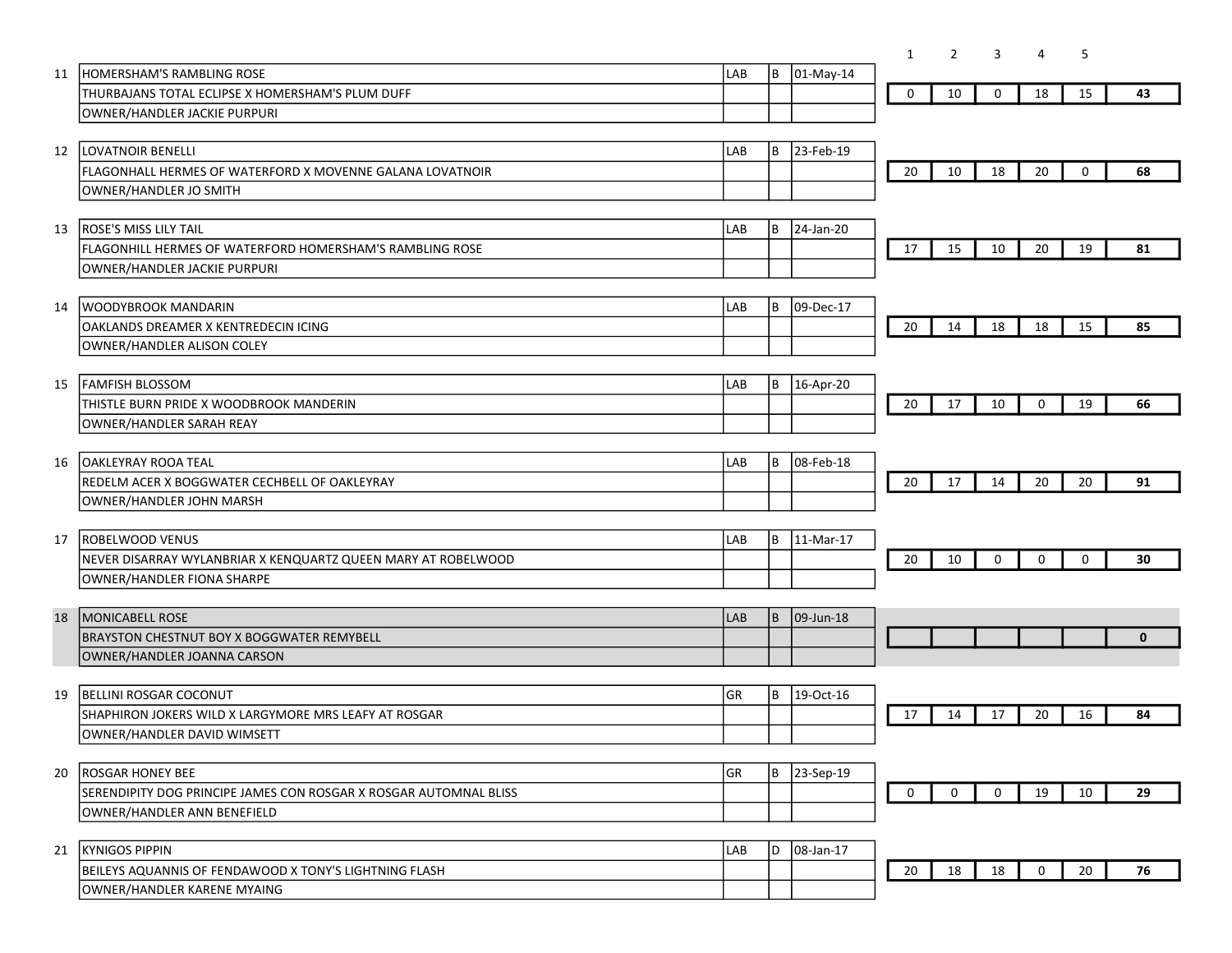| | | | | | 1 | 2 | 3 | 4 | 5 | |
|---|---|---|---|---|---|---|---|---|---|---|
| 11 | HOMERSHAM'S RAMBLING ROSE | LAB | B | 01-May-14 | | | | | | |
| | THURBAJANS TOTAL ECLIPSE X HOMERSHAM'S PLUM DUFF | | | | 0 | 10 | 0 | 18 | 15 | **43** |
| | OWNER/HANDLER JACKIE PURPURI | | | | | | | | | |
| 12 | LOVATNOIR BENELLI | LAB | B | 23-Feb-19 | | | | | | |
| | FLAGONHALL HERMES OF WATERFORD X MOVENNE GALANA LOVATNOIR | | | | 20 | 10 | 18 | 20 | 0 | **68** |
| | OWNER/HANDLER JO SMITH | | | | | | | | | |
| 13 | ROSE'S MISS LILY TAIL | LAB | B | 24-Jan-20 | | | | | | |
| | FLAGONHILL HERMES OF WATERFORD HOMERSHAM'S RAMBLING ROSE | | | | 17 | 15 | 10 | 20 | 19 | **81** |
| | OWNER/HANDLER JACKIE PURPURI | | | | | | | | | |
| 14 | WOODYBROOK MANDARIN | LAB | B | 09-Dec-17 | | | | | | |
| | OAKLANDS DREAMER X KENTREDECIN ICING | | | | 20 | 14 | 18 | 18 | 15 | **85** |
| | OWNER/HANDLER ALISON COLEY | | | | | | | | | |
| 15 | FAMFISH BLOSSOM | LAB | B | 16-Apr-20 | | | | | | |
| | THISTLE BURN PRIDE X WOODBROOK MANDERIN | | | | 20 | 17 | 10 | 0 | 19 | **66** |
| | OWNER/HANDLER SARAH REAY | | | | | | | | | |
| 16 | OAKLEYRAY ROOA TEAL | LAB | B | 08-Feb-18 | | | | | | |
| | REDELM ACER X BOGGWATER CECHBELL OF OAKLEYRAY | | | | 20 | 17 | 14 | 20 | 20 | **91** |
| | OWNER/HANDLER JOHN MARSH | | | | | | | | | |
| 17 | ROBELWOOD VENUS | LAB | B | 11-Mar-17 | | | | | | |
| | NEVER DISARRAY WYLANBRIAR X KENQUARTZ QUEEN MARY AT ROBELWOOD | | | | 20 | 10 | 0 | 0 | 0 | **30** |
| | OWNER/HANDLER FIONA SHARPE | | | | | | | | | |
| 18 | MONICABELL ROSE | LAB | B | 09-Jun-18 | | | | | | |
| | BRAYSTON CHESTNUT BOY X BOGGWATER REMYBELL | | | | | | | | | **0** |
| | OWNER/HANDLER JOANNA CARSON | | | | | | | | | |
| 19 | BELLINI ROSGAR COCONUT | GR | B | 19-Oct-16 | | | | | | |
| | SHAPHIRON JOKERS WILD X LARGYMORE MRS LEAFY AT ROSGAR | | | | 17 | 14 | 17 | 20 | 16 | **84** |
| | OWNER/HANDLER DAVID WIMSETT | | | | | | | | | |
| 20 | ROSGAR HONEY BEE | GR | B | 23-Sep-19 | | | | | | |
| | SERENDIPITY DOG PRINCIPE JAMES CON ROSGAR X ROSGAR AUTOMNAL BLISS | | | | 0 | 0 | 0 | 19 | 10 | **29** |
| | OWNER/HANDLER ANN BENEFIELD | | | | | | | | | |
| 21 | KYNIGOS PIPPIN | LAB | D | 08-Jan-17 | | | | | | |
| | BEILEYS AQUANNIS OF FENDAWOOD X TONY'S LIGHTNING FLASH | | | | 20 | 18 | 18 | 0 | 20 | **76** |
| | OWNER/HANDLER KARENE MYAING | | | | | | | | | |